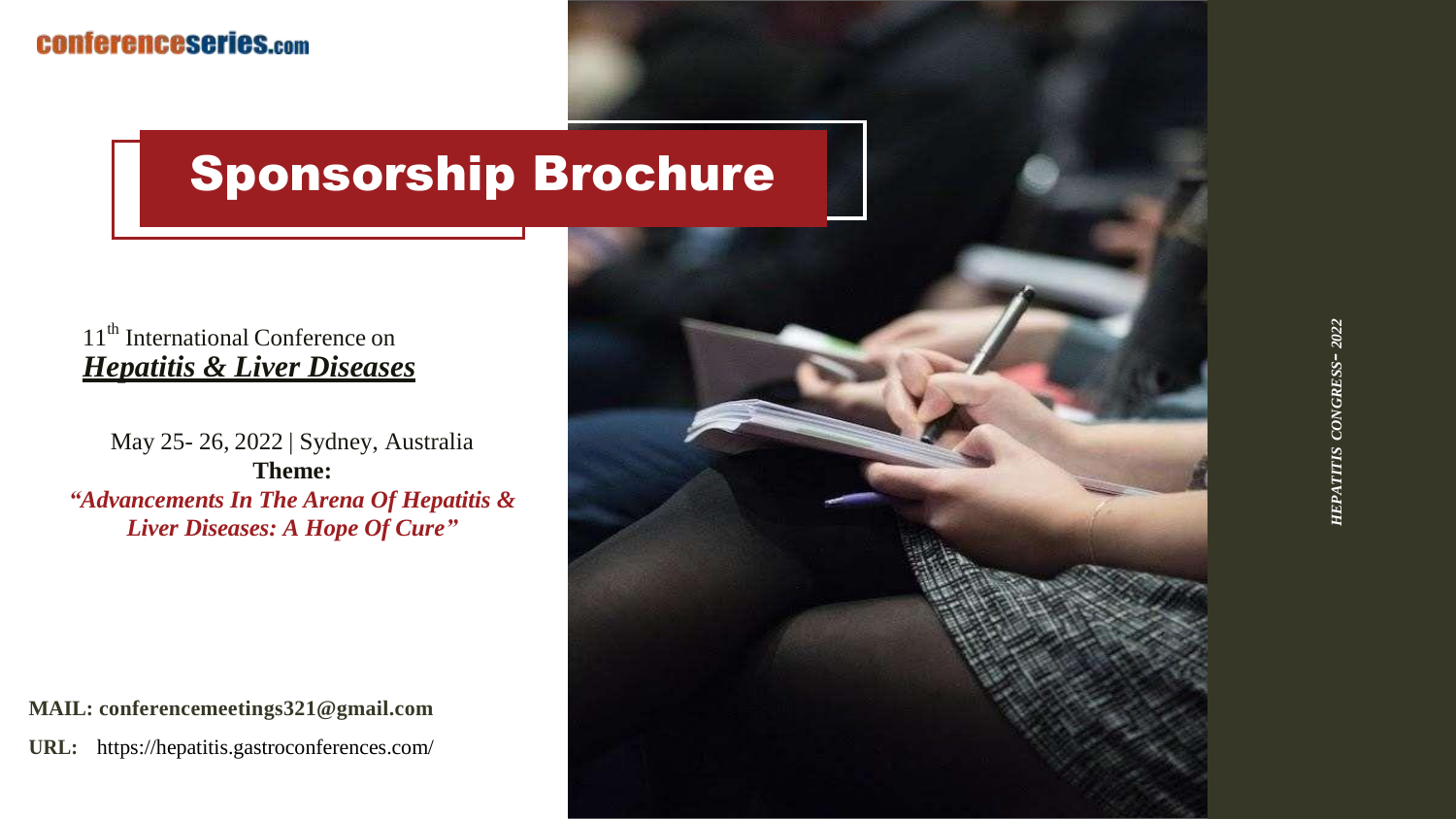conferenceseries.com

# Sponsorship Brochure

11th International Conference on
***Hepatitis & Liver Diseases***

May 25- 26, 2022 | Sydney, Australia

**Theme:**

***"Advancements In The Arena Of Hepatitis & Liver Diseases: A Hope Of Cure"***

**MAIL: conferencemeetings321@gmail.com**

**URL:** https://hepatitis.gastroconferences.com/

***HEPATITIS CONGRESS- 2022***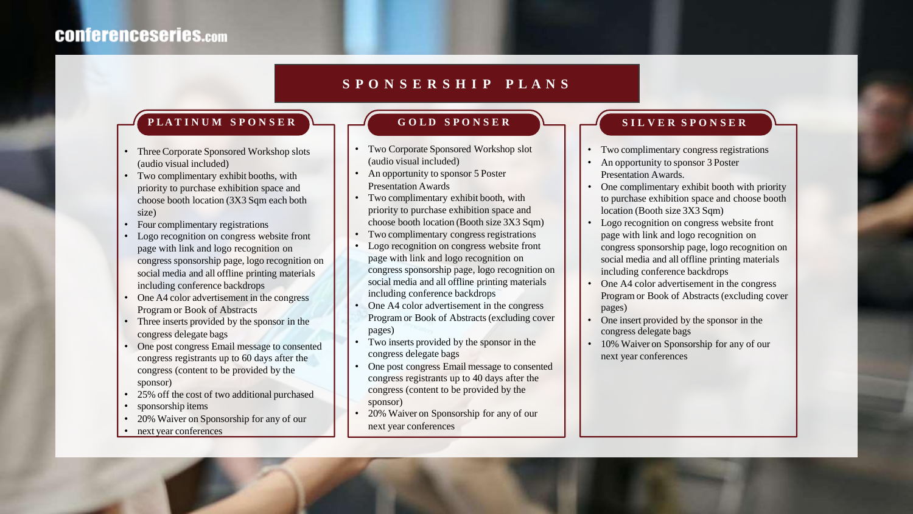# SPONSERSHIP PLANS

## PLATINUM SPONSER

- Three Corporate Sponsored Workshop slots (audio visual included)
- Two complimentary exhibit booths, with priority to purchase exhibition space and choose booth location (3X3 Sqm each both size)
- Four complimentary registrations
- Logo recognition on congress website front page with link and logo recognition on congress sponsorship page, logo recognition on social media and all offline printing materials including conference backdrops
- One A4 color advertisement in the congress Program or Book of Abstracts
- Three inserts provided by the sponsor in the congress delegate bags
- One post congress Email message to consented congress registrants up to 60 days after the congress (content to be provided by the sponsor)
- 25% off the cost of two additional purchased
- sponsorship items
- 20% Waiver on Sponsorship for any of our
- next year conferences

## GOLD SPONSER

- Two Corporate Sponsored Workshop slot (audio visual included)
- An opportunity to sponsor 5 Poster Presentation Awards
- Two complimentary exhibit booth, with priority to purchase exhibition space and choose booth location (Booth size 3X3 Sqm)
- Two complimentary congress registrations
- Logo recognition on congress website front page with link and logo recognition on congress sponsorship page, logo recognition on social media and all offline printing materials including conference backdrops
- One A4 color advertisement in the congress Program or Book of Abstracts (excluding cover pages)
- Two inserts provided by the sponsor in the congress delegate bags
- One post congress Email message to consented congress registrants up to 40 days after the congress (content to be provided by the sponsor)
- 20% Waiver on Sponsorship for any of our next year conferences

## SILVER SPONSER

- Two complimentary congress registrations
- An opportunity to sponsor 3 Poster Presentation Awards.
- One complimentary exhibit booth with priority to purchase exhibition space and choose booth location (Booth size 3X3 Sqm)
- Logo recognition on congress website front page with link and logo recognition on congress sponsorship page, logo recognition on social media and all offline printing materials including conference backdrops
- One A4 color advertisement in the congress Program or Book of Abstracts (excluding cover pages)
- One insert provided by the sponsor in the congress delegate bags
- 10% Waiver on Sponsorship for any of our next year conferences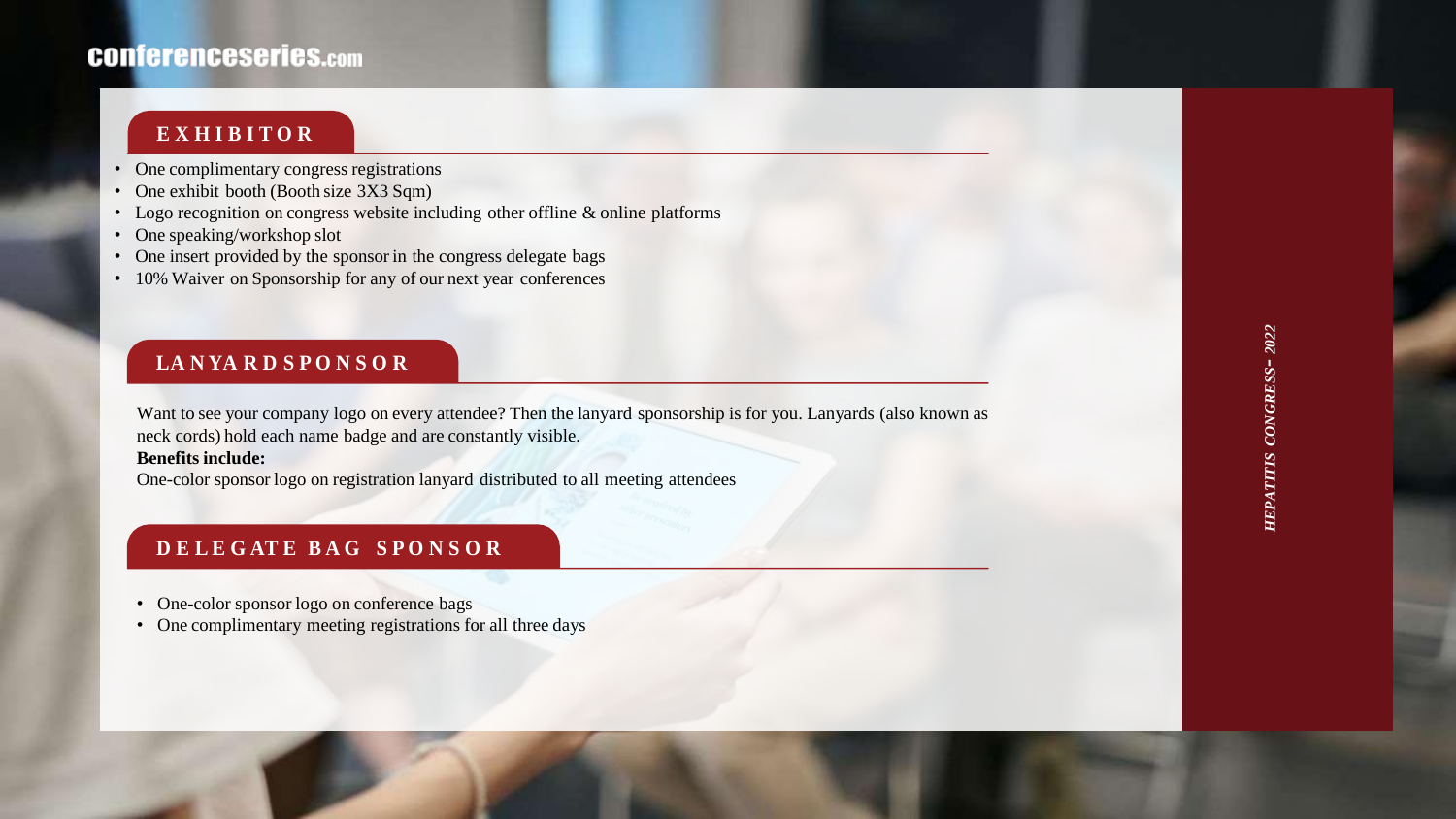## EXHIBITOR

- One complimentary congress registrations
- One exhibit booth (Booth size 3X3 Sqm)
- Logo recognition on congress website including other offline & online platforms
- One speaking/workshop slot
- One insert provided by the sponsor in the congress delegate bags
- 10% Waiver on Sponsorship for any of our next year conferences

## LANYARD SPONSOR

Want to see your company logo on every attendee? Then the lanyard sponsorship is for you. Lanyards (also known as neck cords) hold each name badge and are constantly visible.

**Benefits include:**

One-color sponsor logo on registration lanyard distributed to all meeting attendees

## DELEGATE BAG SPONSOR

- One-color sponsor logo on conference bags
- One complimentary meeting registrations for all three days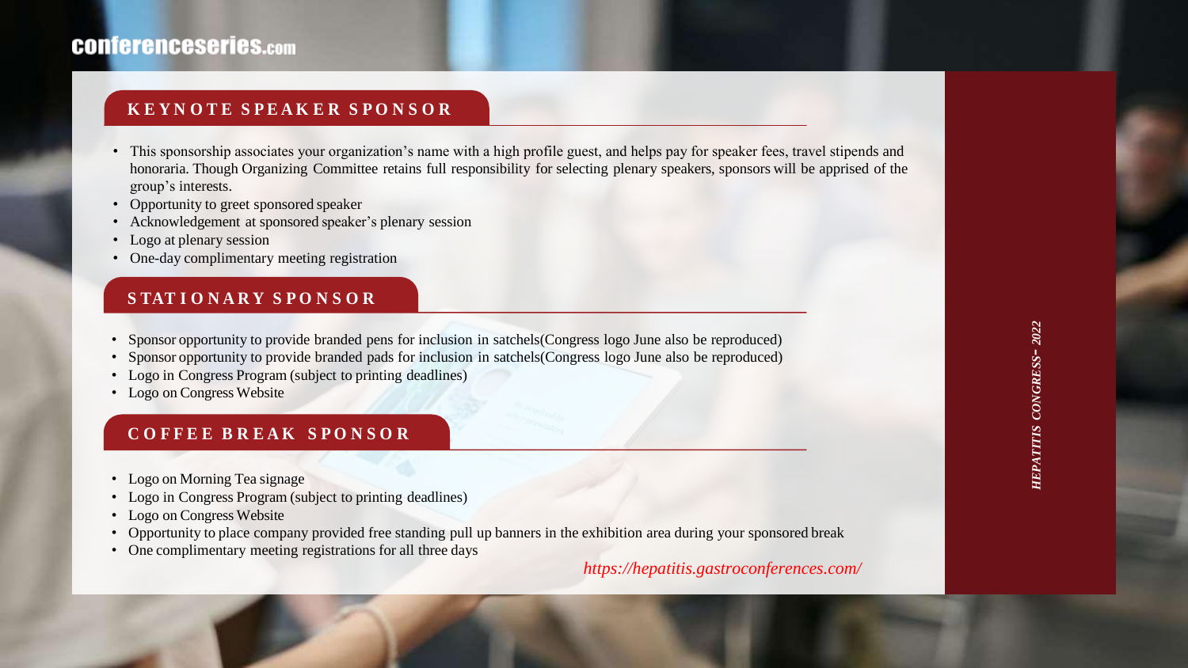## KEYNOTE SPEAKER SPONSOR

- This sponsorship associates your organization's name with a high profile guest, and helps pay for speaker fees, travel stipends and honoraria. Though Organizing Committee retains full responsibility for selecting plenary speakers, sponsors will be apprised of the group's interests.
- Opportunity to greet sponsored speaker
- Acknowledgement at sponsored speaker's plenary session
- Logo at plenary session
- One-day complimentary meeting registration

## STATIONARY SPONSOR

- Sponsor opportunity to provide branded pens for inclusion in satchels(Congress logo June also be reproduced)
- Sponsor opportunity to provide branded pads for inclusion in satchels(Congress logo June also be reproduced)
- Logo in Congress Program (subject to printing deadlines)
- Logo on Congress Website

## COFFEE BREAK SPONSOR

- Logo on Morning Tea signage
- Logo in Congress Program (subject to printing deadlines)
- Logo on Congress Website
- Opportunity to place company provided free standing pull up banners in the exhibition area during your sponsored break
- One complimentary meeting registrations for all three days

*https://hepatitis.gastroconferences.com/*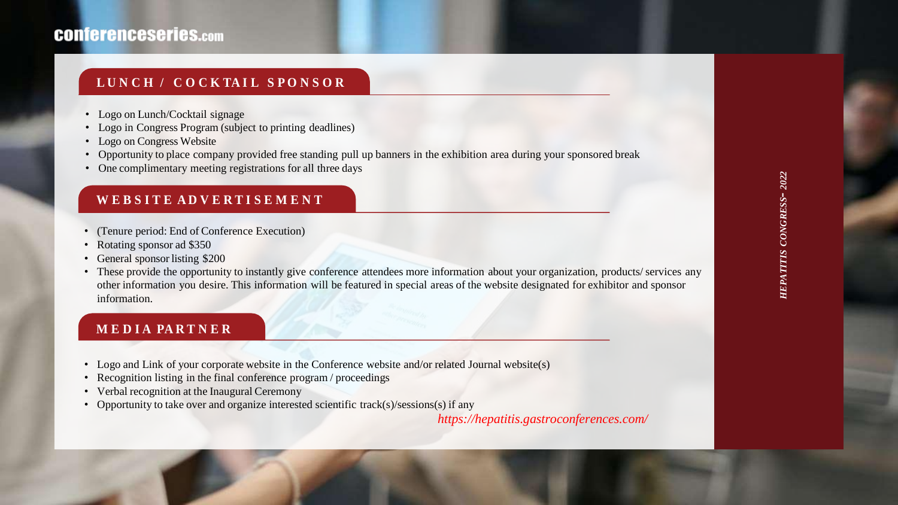## LUNCH / COCKTAIL SPONSOR

- Logo on Lunch/Cocktail signage
- Logo in Congress Program (subject to printing deadlines)
- Logo on Congress Website
- Opportunity to place company provided free standing pull up banners in the exhibition area during your sponsored break
- One complimentary meeting registrations for all three days

## WEBSITE ADVERTISEMENT

- (Tenure period: End of Conference Execution)
- Rotating sponsor ad $350
- General sponsor listing $200
- These provide the opportunity to instantly give conference attendees more information about your organization, products/ services any other information you desire. This information will be featured in special areas of the website designated for exhibitor and sponsor information.

## MEDIA PARTNER

- Logo and Link of your corporate website in the Conference website and/or related Journal website(s)
- Recognition listing in the final conference program / proceedings
- Verbal recognition at the Inaugural Ceremony
- Opportunity to take over and organize interested scientific track(s)/sessions(s) if any

*https://hepatitis.gastroconferences.com/*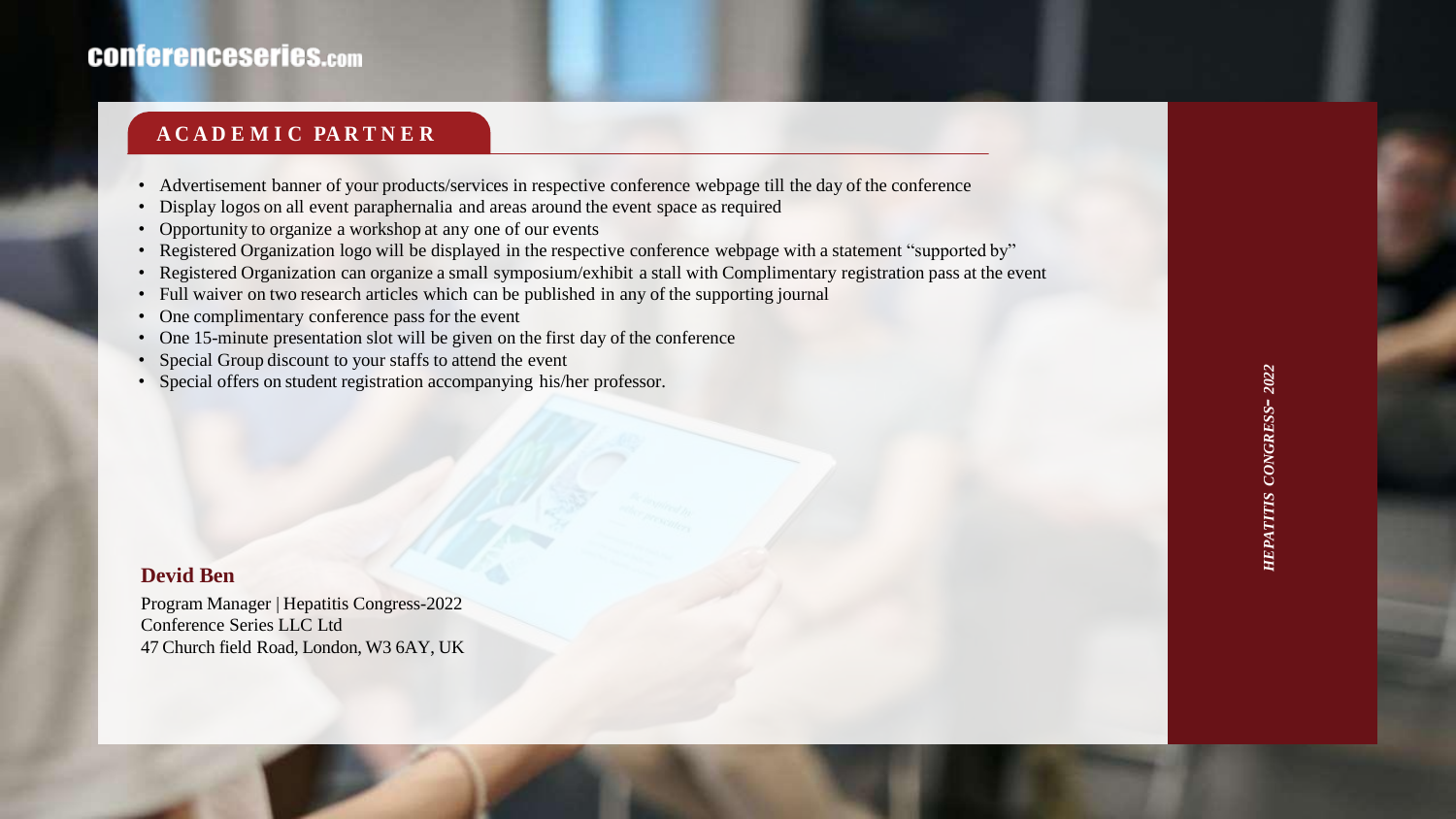## ACADEMIC PARTNER

- Advertisement banner of your products/services in respective conference webpage till the day of the conference
- Display logos on all event paraphernalia and areas around the event space as required
- Opportunity to organize a workshop at any one of our events
- Registered Organization logo will be displayed in the respective conference webpage with a statement "supported by"
- Registered Organization can organize a small symposium/exhibit a stall with Complimentary registration pass at the event
- Full waiver on two research articles which can be published in any of the supporting journal
- One complimentary conference pass for the event
- One 15-minute presentation slot will be given on the first day of the conference
- Special Group discount to your staffs to attend the event
- Special offers on student registration accompanying his/her professor.

**Devid Ben**

Program Manager | Hepatitis Congress-2022
Conference Series LLC Ltd
47 Church field Road, London, W3 6AY, UK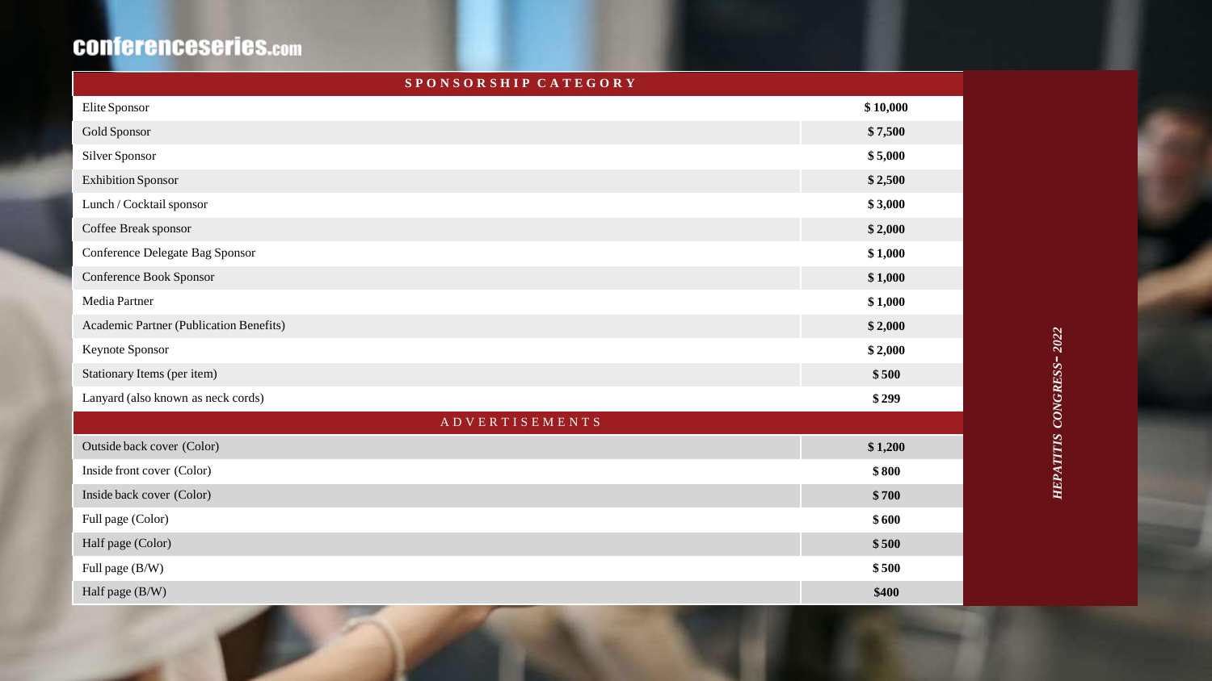conferenceseries.com

| SPONSORSHIP CATEGORY | |
|---|---|
| Elite Sponsor | $ 10,000 |
| Gold Sponsor | $ 7,500 |
| Silver Sponsor | $ 5,000 |
| Exhibition Sponsor | $ 2,500 |
| Lunch / Cocktail sponsor | $ 3,000 |
| Coffee Break sponsor | $ 2,000 |
| Conference Delegate Bag Sponsor | $ 1,000 |
| Conference Book Sponsor | $ 1,000 |
| Media Partner | $ 1,000 |
| Academic Partner (Publication Benefits) | $ 2,000 |
| Keynote Sponsor | $ 2,000 |
| Stationary Items (per item) | $ 500 |
| Lanyard (also known as neck cords) | $ 299 |
| **ADVERTISEMENTS** | |
| Outside back cover (Color) | $ 1,200 |
| Inside front cover (Color) | $ 800 |
| Inside back cover (Color) | $ 700 |
| Full page (Color) | $ 600 |
| Half page (Color) | $ 500 |
| Full page (B/W) | $ 500 |
| Half page (B/W) | $400 |

*HEPATITIS CONGRESS- 2022*